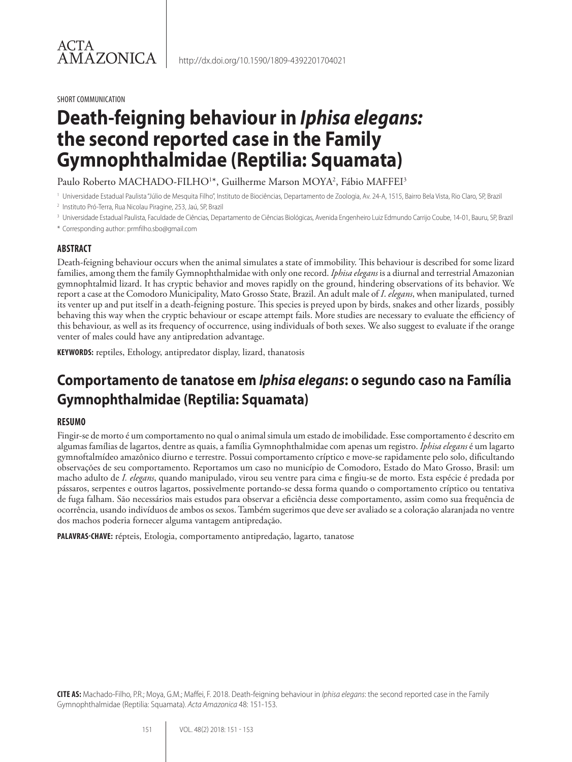ACTA AMAZONICA

http://dx.doi.org/10.1590/1809-4392201704021

SHORT COMMUNICATION

# Death-feigning behaviour in *Iphisa elegans:* the second reported case in the Family Gymnophthalmidae (Reptilia: Squamata)

Paulo Roberto MACHADO-FILHO[1]*, Guilherme Marson MOYA[2], Fábio MAFFEI[3]

[1] Universidade Estadual Paulista "Júlio de Mesquita Filho", Instituto de Biociências, Departamento de Zoologia, Av. 24-A, 1515, Bairro Bela Vista, Rio Claro, SP, Brazil

[2] Instituto Pró-Terra, Rua Nicolau Piragine, 253, Jaú, SP, Brazil

[3] Universidade Estadual Paulista, Faculdade de Ciências, Departamento de Ciências Biológicas, Avenida Engenheiro Luiz Edmundo Carrijo Coube, 14-01, Bauru, SP, Brazil

* Corresponding author: prmfilho.sbo@gmail.com

### ABSTRACT

Death-feigning behaviour occurs when the animal simulates a state of immobility. This behaviour is described for some lizard families, among them the family Gymnophthalmidae with only one record. *Iphisa elegans* is a diurnal and terrestrial Amazonian gymnophtalmid lizard. It has cryptic behavior and moves rapidly on the ground, hindering observations of its behavior. We report a case at the Comodoro Municipality, Mato Grosso State, Brazil. An adult male of *I. elegans*, when manipulated, turned its venter up and put itself in a death-feigning posture. This species is preyed upon by birds, snakes and other lizards¸ possibly behaving this way when the cryptic behaviour or escape attempt fails. More studies are necessary to evaluate the efficiency of this behaviour, as well as its frequency of occurrence, using individuals of both sexes. We also suggest to evaluate if the orange venter of males could have any antipredation advantage.

**KEYWORDS:** reptiles, Ethology, antipredator display, lizard, thanatosis

## Comportamento de tanatose em *Iphisa elegans*: o segundo caso na Família Gymnophthalmidae (Reptilia: Squamata)

### RESUMO

Fingir-se de morto é um comportamento no qual o animal simula um estado de imobilidade. Esse comportamento é descrito em algumas famílias de lagartos, dentre as quais, a família Gymnophthalmidae com apenas um registro. *Iphisa elegans* é um lagarto gymnoftalmídeo amazônico diurno e terrestre. Possui comportamento críptico e move-se rapidamente pelo solo, dificultando observações de seu comportamento. Reportamos um caso no município de Comodoro, Estado do Mato Grosso, Brasil: um macho adulto de *I. elegans*, quando manipulado, virou seu ventre para cima e fingiu-se de morto. Esta espécie é predada por pássaros, serpentes e outros lagartos, possivelmente portando-se dessa forma quando o comportamento críptico ou tentativa de fuga falham. São necessários mais estudos para observar a eficiência desse comportamento, assim como sua frequência de ocorrência, usando indivíduos de ambos os sexos. Também sugerimos que deve ser avaliado se a coloração alaranjada no ventre dos machos poderia fornecer alguma vantagem antipredação.

**PALAVRAS-CHAVE:** répteis, Etologia, comportamento antipredação, lagarto, tanatose

**CITE AS:** Machado-Filho, P.R.; Moya, G.M.; Maffei, F. 2018. Death-feigning behaviour in *Iphisa elegans*: the second reported case in the Family Gymnophthalmidae (Reptilia: Squamata). *Acta Amazonica* 48: 151-153.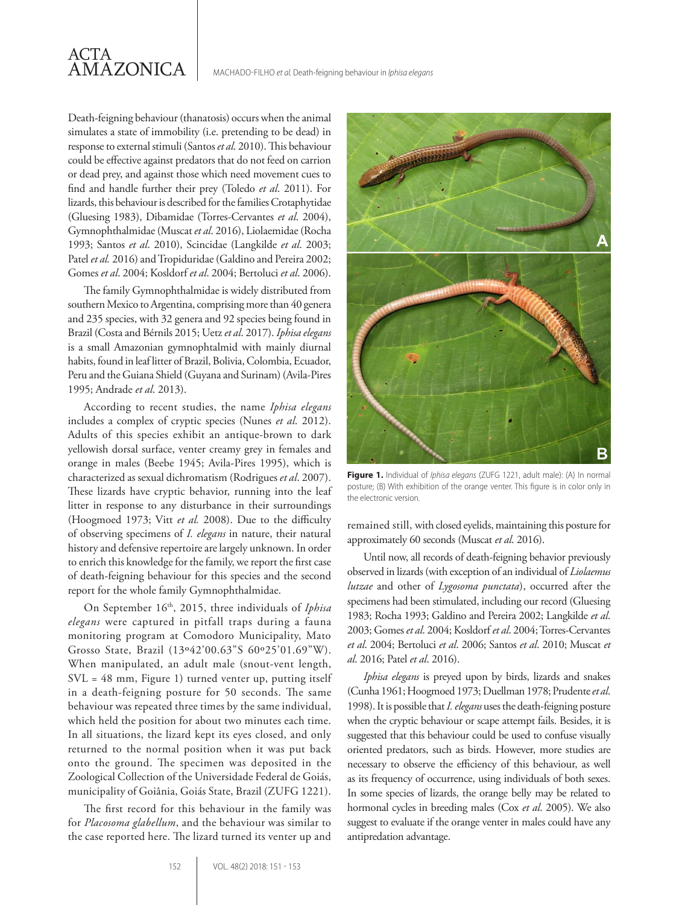Death-feigning behaviour (thanatosis) occurs when the animal simulates a state of immobility (i.e. pretending to be dead) in response to external stimuli (Santos *et al*. 2010). This behaviour could be effective against predators that do not feed on carrion or dead prey, and against those which need movement cues to find and handle further their prey (Toledo *et al*. 2011). For lizards, this behaviour is described for the families Crotaphytidae (Gluesing 1983), Dibamidae (Torres-Cervantes *et al*. 2004), Gymnophthalmidae (Muscat *et al*. 2016), Liolaemidae (Rocha 1993; Santos *et al*. 2010), Scincidae (Langkilde *et al*. 2003; Patel *et al.* 2016) and Tropiduridae (Galdino and Pereira 2002; Gomes *et al*. 2004; Kosldorf *et al*. 2004; Bertoluci *et al*. 2006).

The family Gymnophthalmidae is widely distributed from southern Mexico to Argentina, comprising more than 40 genera and 235 species, with 32 genera and 92 species being found in Brazil (Costa and Bérnils 2015; Uetz *et al*. 2017). *Iphisa elegans* is a small Amazonian gymnophtalmid with mainly diurnal habits, found in leaf litter of Brazil, Bolivia, Colombia, Ecuador, Peru and the Guiana Shield (Guyana and Surinam) (Avila-Pires 1995; Andrade *et al*. 2013).

According to recent studies, the name *Iphisa elegans* includes a complex of cryptic species (Nunes *et al*. 2012). Adults of this species exhibit an antique-brown to dark yellowish dorsal surface, venter creamy grey in females and orange in males (Beebe 1945; Avila-Pires 1995), which is characterized as sexual dichromatism (Rodrigues *et al*. 2007). These lizards have cryptic behavior, running into the leaf litter in response to any disturbance in their surroundings (Hoogmoed 1973; Vitt *et al.* 2008). Due to the difficulty of observing specimens of *I. elegans* in nature, their natural history and defensive repertoire are largely unknown. In order to enrich this knowledge for the family, we report the first case of death-feigning behaviour for this species and the second report for the whole family Gymnophthalmidae.

On September 16th, 2015, three individuals of *Iphisa elegans* were captured in pitfall traps during a fauna monitoring program at Comodoro Municipality, Mato Grosso State, Brazil (13º42'00.63"S 60º25'01.69"W). When manipulated, an adult male (snout-vent length, SVL = 48 mm, Figure 1) turned venter up, putting itself in a death-feigning posture for 50 seconds. The same behaviour was repeated three times by the same individual, which held the position for about two minutes each time. In all situations, the lizard kept its eyes closed, and only returned to the normal position when it was put back onto the ground. The specimen was deposited in the Zoological Collection of the Universidade Federal de Goiás, municipality of Goiânia, Goiás State, Brazil (ZUFG 1221).

The first record for this behaviour in the family was for *Placosoma glabellum*, and the behaviour was similar to the case reported here. The lizard turned its venter up and remained still, with closed eyelids, maintaining this posture for approximately 60 seconds (Muscat *et al*. 2016).

**Figure 1.** Individual of *Iphisa elegans* (ZUFG 1221, adult male): (A) In normal posture; (B) With exhibition of the orange venter. This figure is in color only in the electronic version.

Until now, all records of death-feigning behavior previously observed in lizards (with exception of an individual of *Liolaemus lutzae* and other of *Lygosoma punctata*), occurred after the specimens had been stimulated, including our record (Gluesing 1983; Rocha 1993; Galdino and Pereira 2002; Langkilde *et al*. 2003; Gomes *et al*. 2004; Kosldorf *et al*. 2004; Torres-Cervantes *et al*. 2004; Bertoluci *et al*. 2006; Santos *et al*. 2010; Muscat *et al*. 2016; Patel *et al*. 2016).

*Iphisa elegans* is preyed upon by birds, lizards and snakes (Cunha 1961; Hoogmoed 1973; Duellman 1978; Prudente *et al*. 1998). It is possible that *I. elegans* uses the death-feigning posture when the cryptic behaviour or scape attempt fails. Besides, it is suggested that this behaviour could be used to confuse visually oriented predators, such as birds. However, more studies are necessary to observe the efficiency of this behaviour, as well as its frequency of occurrence, using individuals of both sexes. In some species of lizards, the orange belly may be related to hormonal cycles in breeding males (Cox *et al*. 2005). We also suggest to evaluate if the orange venter in males could have any antipredation advantage.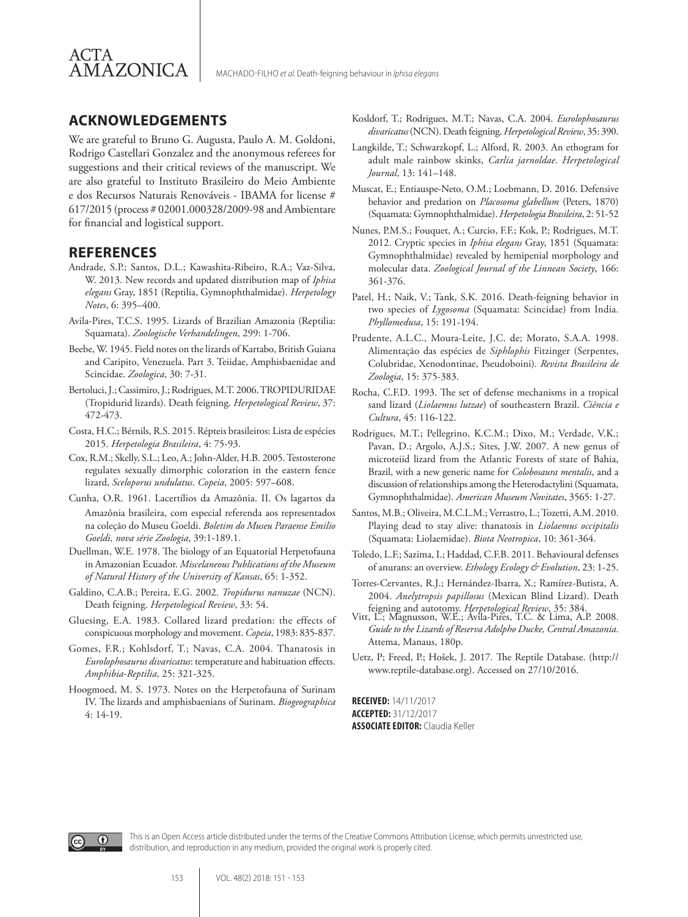## ACKNOWLEDGEMENTS

We are grateful to Bruno G. Augusta, Paulo A. M. Goldoni, Rodrigo Castellari Gonzalez and the anonymous referees for suggestions and their critical reviews of the manuscript. We are also grateful to Instituto Brasileiro do Meio Ambiente e dos Recursos Naturais Renováveis - IBAMA for license # 617/2015 (process # 02001.000328/2009-98 and Ambientare for financial and logistical support.

## REFERENCES

Andrade, S.P.; Santos, D.L.; Kawashita-Ribeiro, R.A.; Vaz-Silva, W. 2013. New records and updated distribution map of *Iphisa elegans* Gray, 1851 (Reptilia, Gymnophthalmidae). *Herpetology Notes*, 6: 395–400.

Avila-Pires, T.C.S. 1995. Lizards of Brazilian Amazonia (Reptilia: Squamata). *Zoologische Verhandelingen*, 299: 1-706.

Beebe, W. 1945. Field notes on the lizards of Kartabo, British Guiana and Caripito, Venezuela. Part 3. Teiidae, Amphisbaenidae and Scincidae. *Zoologica*, 30: 7-31.

Bertoluci, J.; Cassimiro, J.; Rodrigues, M.T. 2006. TROPIDURIDAE (Tropidurid lizards). Death feigning. *Herpetological Review*, 37: 472-473.

Costa, H.C.; Bérnils, R.S. 2015. Répteis brasileiros: Lista de espécies 2015. *Herpetologia Brasileira*, 4: 75-93.

Cox, R.M.; Skelly, S.L.; Leo, A.; John-Alder, H.B. 2005. Testosterone regulates sexually dimorphic coloration in the eastern fence lizard, *Sceloporus undulatus*. *Copeia*, 2005: 597–608.

Cunha, O.R. 1961. Lacertílios da Amazônia. II. Os lagartos da Amazônia brasileira, com especial referenda aos representados na coleção do Museu Goeldi. *Boletim do Museu Paraense Emilio Goeldi, nova série Zoologia*, 39:1-189.1.

Duellman, W.E. 1978. The biology of an Equatorial Herpetofauna in Amazonian Ecuador. *Miscelaneous Publications of the Museum of Natural History of the University of Kansas*, 65: 1-352.

Galdino, C.A.B.; Pereira, E.G. 2002. *Tropidurus nanuzae* (NCN). Death feigning. *Herpetological Review*, 33: 54.

Gluesing, E.A. 1983. Collared lizard predation: the effects of conspicuous morphology and movement. *Copeia*, 1983: 835-837.

Gomes, F.R.; Kohlsdorf, T.; Navas, C.A. 2004. Thanatosis in *Eurolophosaurus divaricatus*: temperature and habituation effects. *Amphibia-Reptilia*, 25: 321-325.

Hoogmoed, M. S. 1973. Notes on the Herpetofauna of Surinam IV. The lizards and amphisbaenians of Surinam. *Biogeographica* 4: 14-19.

Kosldorf, T.; Rodrigues, M.T.; Navas, C.A. 2004. *Eurolophosaurus divaricatus* (NCN). Death feigning. *Herpetological Review*, 35: 390.

Langkilde, T.; Schwarzkopf, L.; Alford, R. 2003. An ethogram for adult male rainbow skinks, *Carlia jarnoldae*. *Herpetological Journal*, 13: 141–148.

Muscat, E.; Entiauspe-Neto, O.M.; Loebmann, D. 2016. Defensive behavior and predation on *Placosoma glabellum* (Peters, 1870) (Squamata: Gymnophthalmidae). *Herpetologia Brasileira*, 2: 51-52

Nunes, P.M.S.; Fouquet, A.; Curcio, F.F.; Kok, P.; Rodrigues, M.T. 2012. Cryptic species in *Iphisa elegans* Gray, 1851 (Squamata: Gymnophthalmidae) revealed by hemipenial morphology and molecular data. *Zoological Journal of the Linnean Society*, 166: 361-376.

Patel, H.; Naik, V.; Tank, S.K. 2016. Death-feigning behavior in two species of *Lygosoma* (Squamata: Scincidae) from India. *Phyllomedusa*, 15: 191-194.

Prudente, A.L.C., Moura-Leite, J.C. de; Morato, S.A.A. 1998. Alimentação das espécies de *Siphlophis* Fitzinger (Serpentes, Colubridae, Xenodontinae, Pseudoboini). *Revista Brasileira de Zoologia*, 15: 375-383.

Rocha, C.F.D. 1993. The set of defense mechanisms in a tropical sand lizard (*Liolaemus lutzae*) of southeastern Brazil. *Ciência e Cultura*, 45: 116-122.

Rodrigues, M.T.; Pellegrino, K.C.M.; Dixo, M.; Verdade, V.K.; Pavan, D.; Argolo, A.J.S.; Sites, J.W. 2007. A new genus of microteiid lizard from the Atlantic Forests of state of Bahia, Brazil, with a new generic name for *Colobosaura mentalis*, and a discussion of relationships among the Heterodactylini (Squamata, Gymnophthalmidae). *American Museum Novitates*, 3565: 1-27.

Santos, M.B.; Oliveira, M.C.L.M.; Verrastro, L.; Tozetti, A.M. 2010. Playing dead to stay alive: thanatosis in *Liolaemus occipitalis* (Squamata: Liolaemidae). *Biota Neotropica*, 10: 361-364.

Toledo, L.F.; Sazima, I.; Haddad, C.F.B. 2011. Behavioural defenses of anurans: an overview. *Ethology Ecology & Evolution*, 23: 1-25.

Torres-Cervantes, R.J.; Hernández-Ibarra, X.; Ramírez-Butista, A. 2004. *Anelytropsis papillosus* (Mexican Blind Lizard). Death feigning and autotomy. *Herpetological Review*, 35: 384.

Vitt, L.; Magnusson, W.E.; Ávila-Pires, T.C. & Lima, A.P. 2008. *Guide to the Lizards of Reserva Adolpho Ducke, Central Amazonia*. Attema, Manaus, 180p.

Uetz, P; Freed, P.; Hošek, J. 2017. The Reptile Database. (http://www.reptile-database.org). Accessed on 27/10/2016.

**RECEIVED:** 14/11/2017
**ACCEPTED:** 31/12/2017
**ASSOCIATE EDITOR:** Claudia Keller

This is an Open Access article distributed under the terms of the Creative Commons Attribution License, which permits unrestricted use, distribution, and reproduction in any medium, provided the original work is properly cited.